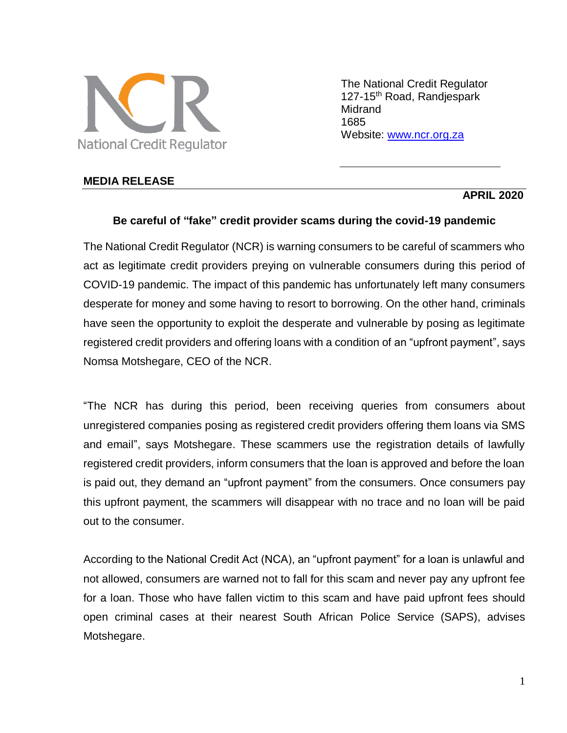National Credit Regulator

The National Credit Regulator
127-15th Road, Randjespark
Midrand
1685
Website: [www.ncr.org.za](http://www.ncr.org.za)

**MEDIA RELEASE**

**APRIL 2020**

## Be careful of "fake" credit provider scams during the covid-19 pandemic

The National Credit Regulator (NCR) is warning consumers to be careful of scammers who act as legitimate credit providers preying on vulnerable consumers during this period of COVID-19 pandemic. The impact of this pandemic has unfortunately left many consumers desperate for money and some having to resort to borrowing. On the other hand, criminals have seen the opportunity to exploit the desperate and vulnerable by posing as legitimate registered credit providers and offering loans with a condition of an "upfront payment", says Nomsa Motshegare, CEO of the NCR.

"The NCR has during this period, been receiving queries from consumers about unregistered companies posing as registered credit providers offering them loans via SMS and email", says Motshegare. These scammers use the registration details of lawfully registered credit providers, inform consumers that the loan is approved and before the loan is paid out, they demand an "upfront payment" from the consumers. Once consumers pay this upfront payment, the scammers will disappear with no trace and no loan will be paid out to the consumer.

According to the National Credit Act (NCA), an "upfront payment" for a loan is unlawful and not allowed, consumers are warned not to fall for this scam and never pay any upfront fee for a loan. Those who have fallen victim to this scam and have paid upfront fees should open criminal cases at their nearest South African Police Service (SAPS), advises Motshegare.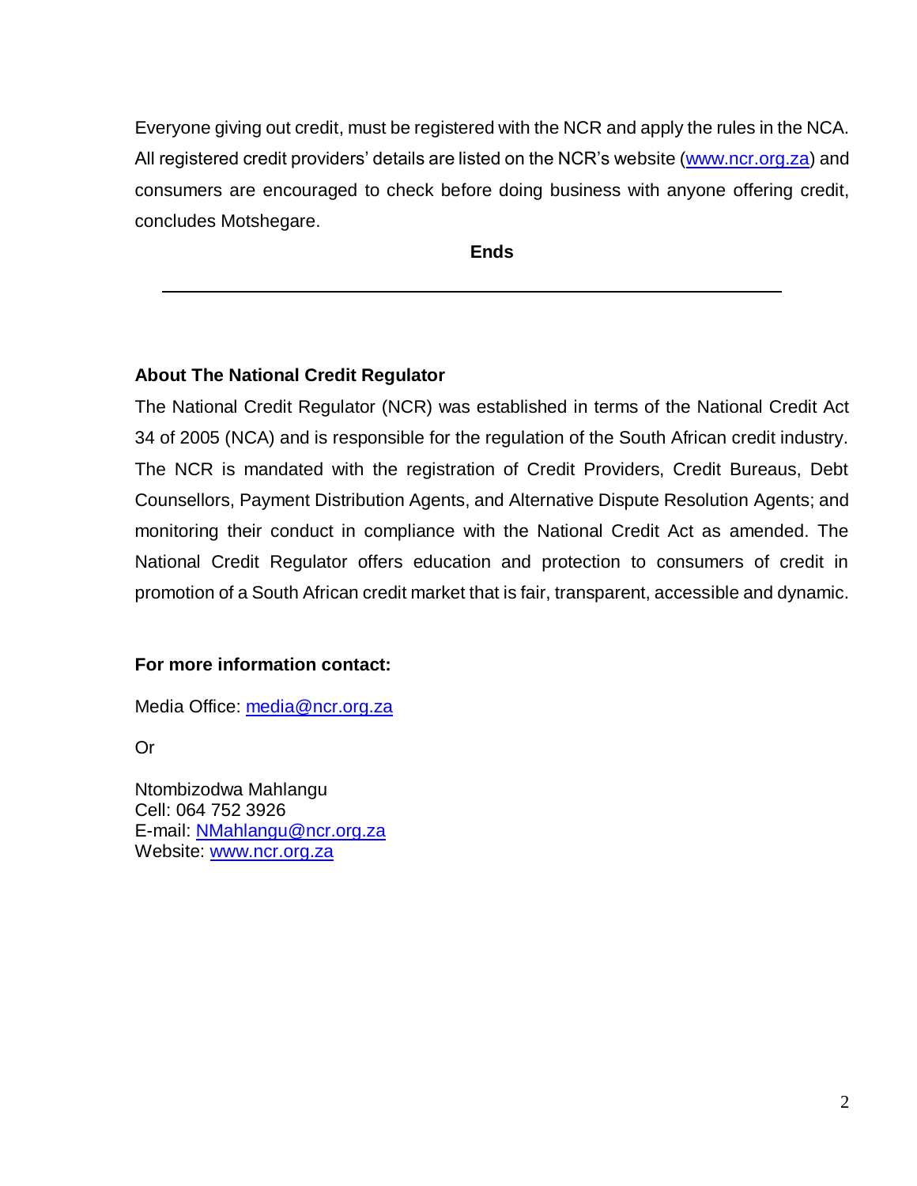Everyone giving out credit, must be registered with the NCR and apply the rules in the NCA. All registered credit providers' details are listed on the NCR's website (www.ncr.org.za) and consumers are encouraged to check before doing business with anyone offering credit, concludes Motshegare.

**Ends**

---

**About The National Credit Regulator**

The National Credit Regulator (NCR) was established in terms of the National Credit Act 34 of 2005 (NCA) and is responsible for the regulation of the South African credit industry. The NCR is mandated with the registration of Credit Providers, Credit Bureaus, Debt Counsellors, Payment Distribution Agents, and Alternative Dispute Resolution Agents; and monitoring their conduct in compliance with the National Credit Act as amended. The National Credit Regulator offers education and protection to consumers of credit in promotion of a South African credit market that is fair, transparent, accessible and dynamic.

**For more information contact:**

Media Office: media@ncr.org.za

Or

Ntombizodwa Mahlangu
Cell: 064 752 3926
E-mail: NMahlangu@ncr.org.za
Website: www.ncr.org.za